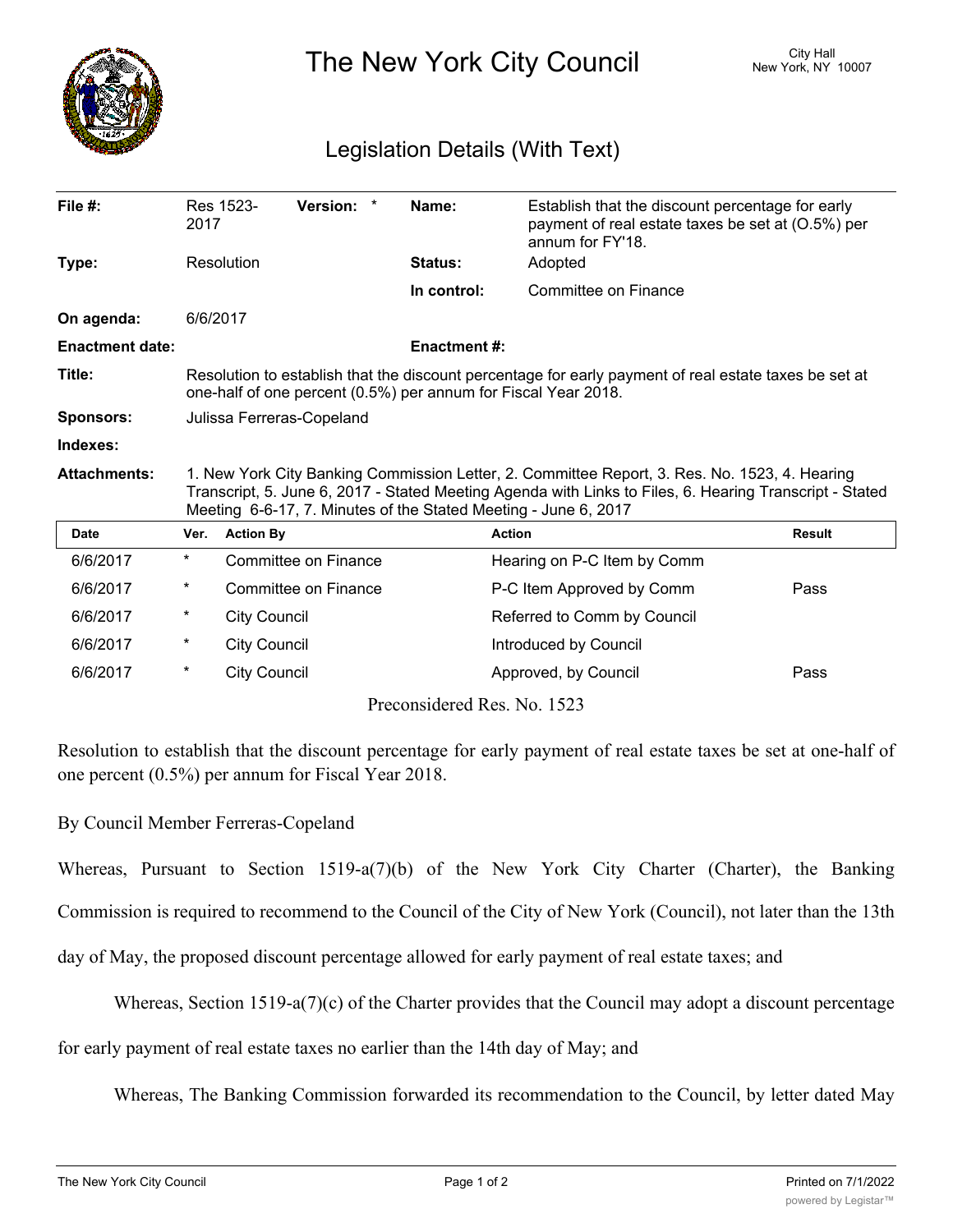# The New York City Council

City Hall
New York, NY 10007

## Legislation Details (With Text)

| | | | |
|---|---|---|---|
| **File #:** | Res 1523-2017 **Version:** * | **Name:** | Establish that the discount percentage for early payment of real estate taxes be set at (O.5%) per annum for FY'18. |
| **Type:** | Resolution | **Status:** | Adopted |
| | | **In control:** | Committee on Finance |
| **On agenda:** | 6/6/2017 | | |
| **Enactment date:** | | **Enactment #:** | |

**Title:** Resolution to establish that the discount percentage for early payment of real estate taxes be set at one-half of one percent (0.5%) per annum for Fiscal Year 2018.

**Sponsors:** Julissa Ferreras-Copeland

**Indexes:**

**Attachments:** 1. New York City Banking Commission Letter, 2. Committee Report, 3. Res. No. 1523, 4. Hearing Transcript, 5. June 6, 2017 - Stated Meeting Agenda with Links to Files, 6. Hearing Transcript - Stated Meeting 6-6-17, 7. Minutes of the Stated Meeting - June 6, 2017

| Date | Ver. | Action By | Action | Result |
|---|---|---|---|---|
| 6/6/2017 | * | Committee on Finance | Hearing on P-C Item by Comm | |
| 6/6/2017 | * | Committee on Finance | P-C Item Approved by Comm | Pass |
| 6/6/2017 | * | City Council | Referred to Comm by Council | |
| 6/6/2017 | * | City Council | Introduced by Council | |
| 6/6/2017 | * | City Council | Approved, by Council | Pass |

Preconsidered Res. No. 1523

Resolution to establish that the discount percentage for early payment of real estate taxes be set at one-half of one percent (0.5%) per annum for Fiscal Year 2018.

By Council Member Ferreras-Copeland

Whereas, Pursuant to Section 1519-a(7)(b) of the New York City Charter (Charter), the Banking Commission is required to recommend to the Council of the City of New York (Council), not later than the 13th day of May, the proposed discount percentage allowed for early payment of real estate taxes; and

Whereas, Section 1519-a(7)(c) of the Charter provides that the Council may adopt a discount percentage for early payment of real estate taxes no earlier than the 14th day of May; and

Whereas, The Banking Commission forwarded its recommendation to the Council, by letter dated May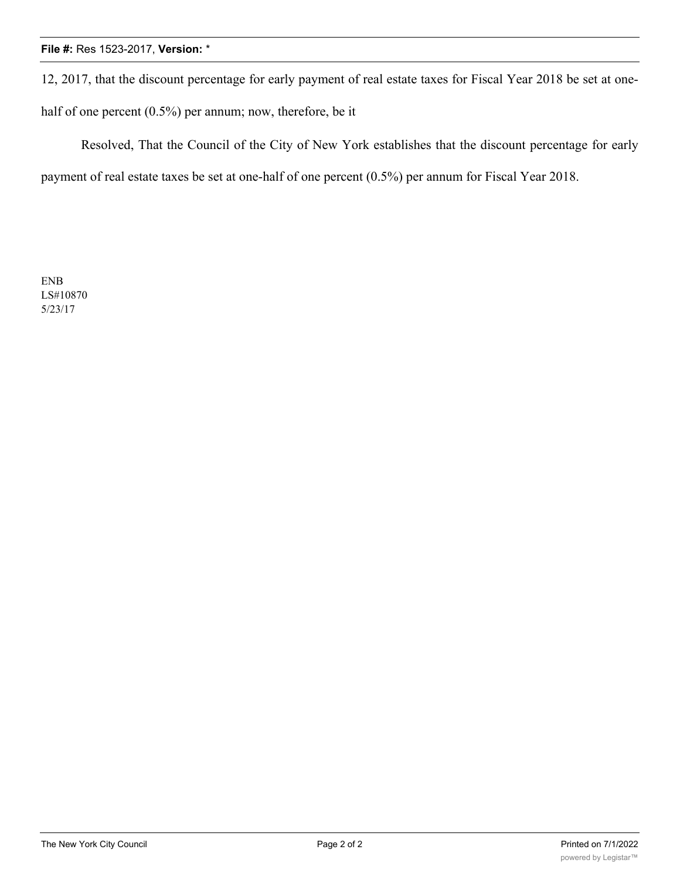12, 2017, that the discount percentage for early payment of real estate taxes for Fiscal Year 2018 be set at one-half of one percent (0.5%) per annum; now, therefore, be it

Resolved, That the Council of the City of New York establishes that the discount percentage for early payment of real estate taxes be set at one-half of one percent (0.5%) per annum for Fiscal Year 2018.

ENB
LS#10870
5/23/17